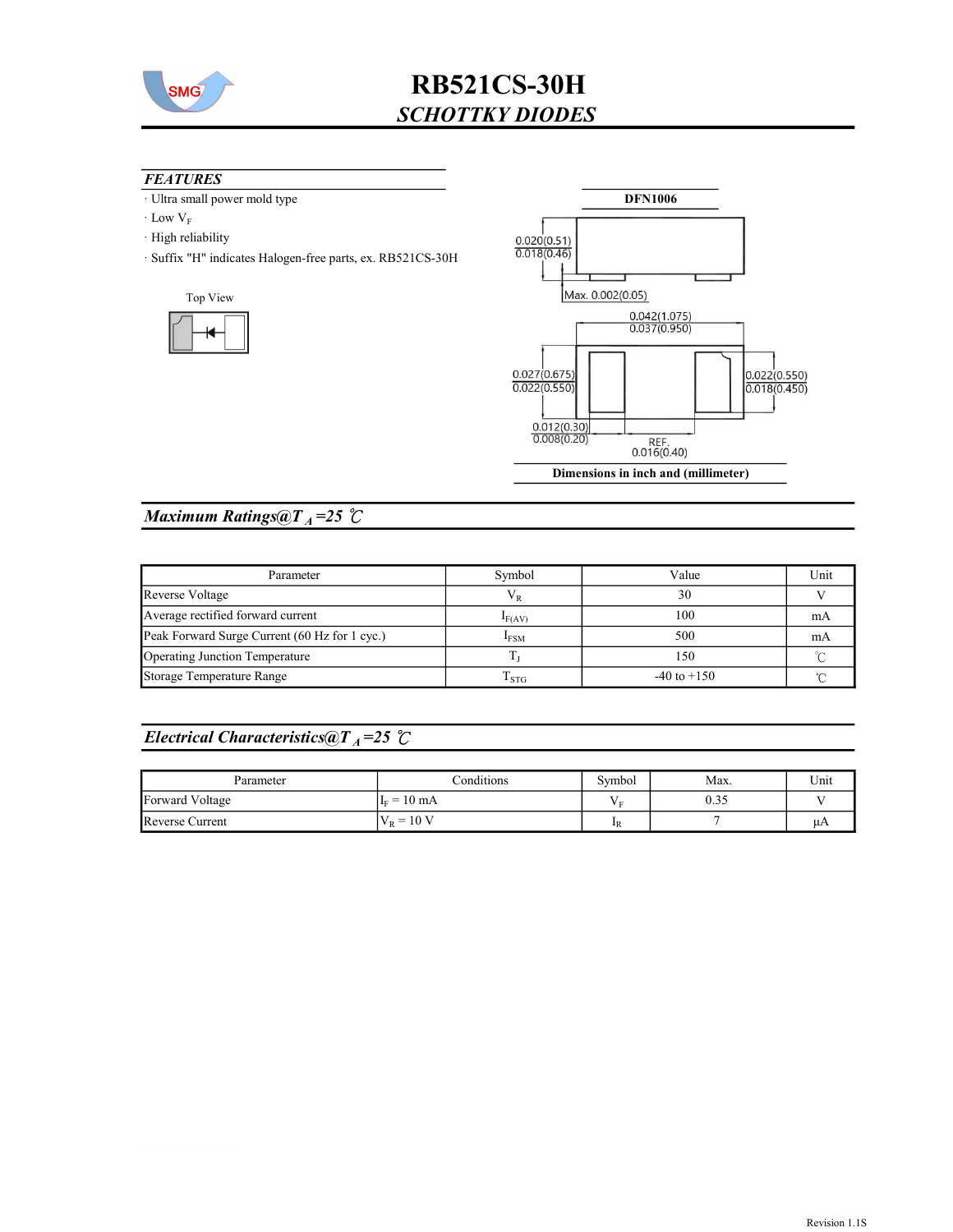# RB521CS-30H

## *SCHOTTKY DIODES*

### *FEATURES*

- Ultra small power mold type
- Low $V_F$
- High reliability
- Suffix "H" indicates Halogen-free parts, ex. RB521CS-30H

Top View

**DFN1006**

0.020(0.51)
0.018(0.46)

Max. 0.002(0.05)

0.042(1.075)
0.037(0.950)

0.027(0.675)
0.022(0.550)

0.022(0.550)
0.018(0.450)

0.012(0.30)
0.008(0.20)

REF.
0.016(0.40)

**Dimensions in inch and (millimeter)**

## *Maximum Ratings@$T_A$=25 ℃*

| Parameter | Symbol | Value | Unit |
|---|---|---|---|
| Reverse Voltage | $V_R$ | 30 | V |
| Average rectified forward current | $I_{F(AV)}$ | 100 | mA |
| Peak Forward Surge Current (60 Hz for 1 cyc.) | $I_{FSM}$ | 500 | mA |
| Operating Junction Temperature | $T_J$ | 150 | ℃ |
| Storage Temperature Range | $T_{STG}$ | -40 to +150 | ℃ |

## *Electrical Characteristics@$T_A$=25 ℃*

| Parameter | Conditions | Symbol | Max. | Unit |
|---|---|---|---|---|
| Forward Voltage | $I_F$ = 10 mA | $V_F$ | 0.35 | V |
| Reverse Current | $V_R$ = 10 V | $I_R$ | 7 | μA |

Revision 1.1S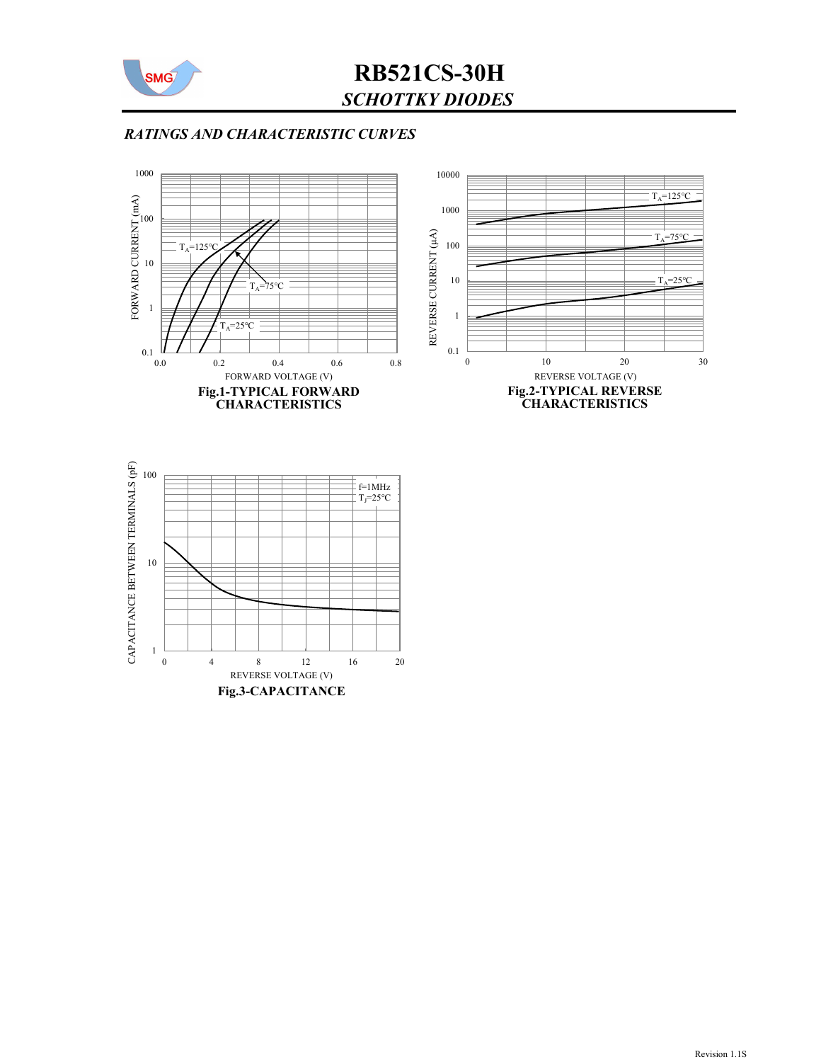# RB521CS-30H

## *SCHOTTKY DIODES*

### *RATINGS AND CHARACTERISTIC CURVES*

Fig.1-TYPICAL FORWARD CHARACTERISTICS

Fig.2-TYPICAL REVERSE CHARACTERISTICS

Fig.3-CAPACITANCE

Revision 1.1S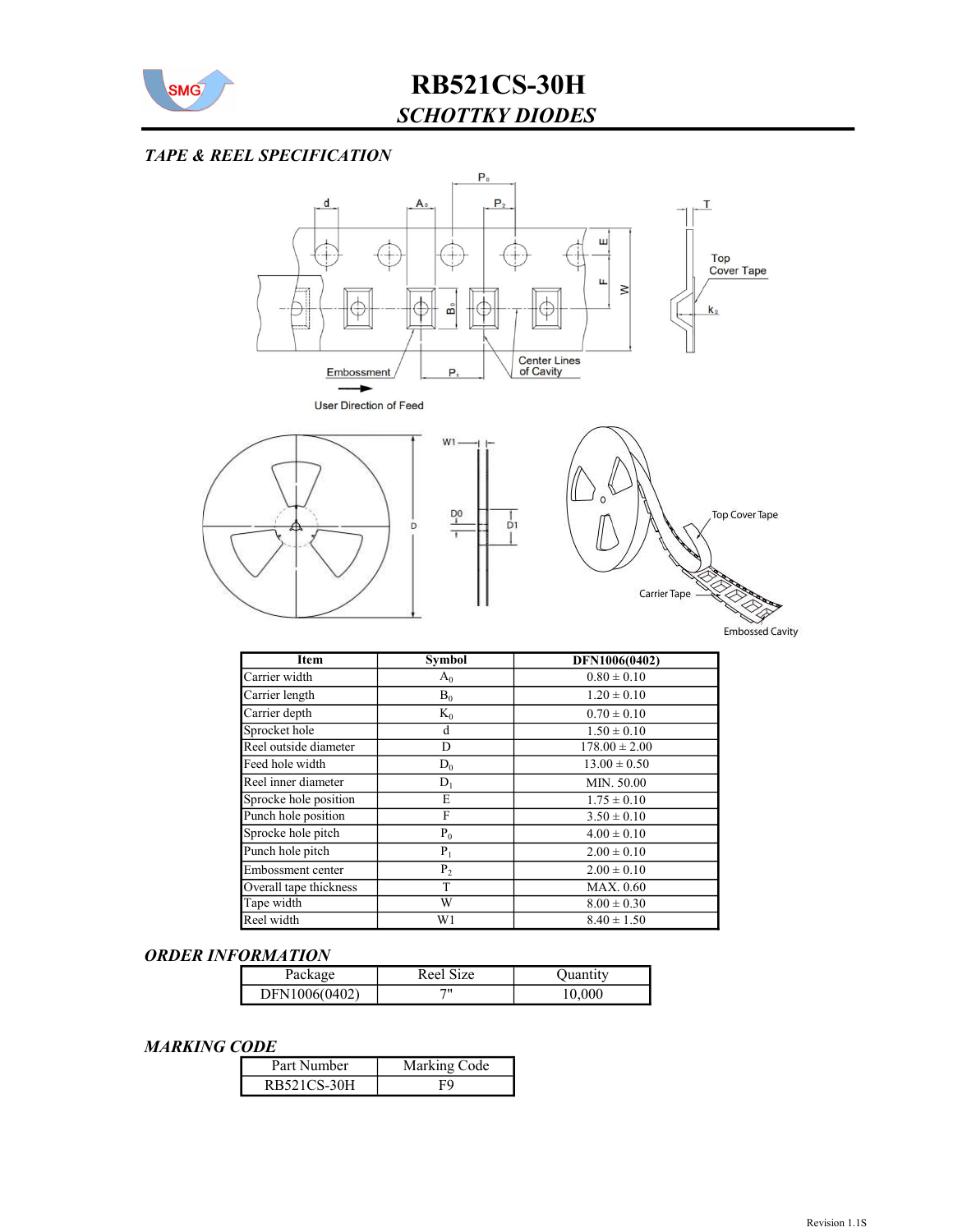# RB521CS-30H

## *SCHOTTKY DIODES*

### *TAPE & REEL SPECIFICATION*

| Item | Symbol | DFN1006(0402) |
|---|---|---|
| Carrier width | $A_0$ | 0.80 ± 0.10 |
| Carrier length | $B_0$ | 1.20 ± 0.10 |
| Carrier depth | $K_0$ | 0.70 ± 0.10 |
| Sprocket hole | d | 1.50 ± 0.10 |
| Reel outside diameter | D | 178.00 ± 2.00 |
| Feed hole width | $D_0$ | 13.00 ± 0.50 |
| Reel inner diameter | $D_1$ | MIN. 50.00 |
| Sprocke hole position | E | 1.75 ± 0.10 |
| Punch hole position | F | 3.50 ± 0.10 |
| Sprocke hole pitch | $P_0$ | 4.00 ± 0.10 |
| Punch hole pitch | $P_1$ | 2.00 ± 0.10 |
| Embossment center | $P_2$ | 2.00 ± 0.10 |
| Overall tape thickness | T | MAX. 0.60 |
| Tape width | W | 8.00 ± 0.30 |
| Reel width | W1 | 8.40 ± 1.50 |

### *ORDER INFORMATION*

| Package | Reel Size | Quantity |
|---|---|---|
| DFN1006(0402) | 7" | 10,000 |

### *MARKING CODE*

| Part Number | Marking Code |
|---|---|
| RB521CS-30H | F9 |

Revision 1.1S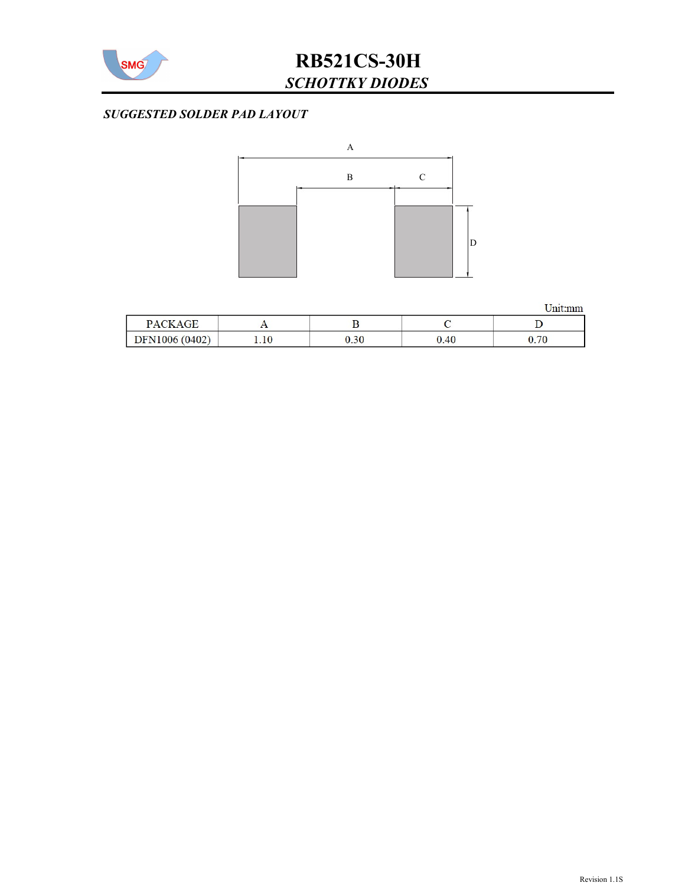# RB521CS-30H

## *SCHOTTKY DIODES*

### *SUGGESTED SOLDER PAD LAYOUT*

A

B

C

D

Unit:mm

| PACKAGE | A | B | C | D |
|---|---|---|---|---|
| DFN1006 (0402) | 1.10 | 0.30 | 0.40 | 0.70 |

Revision 1.1S